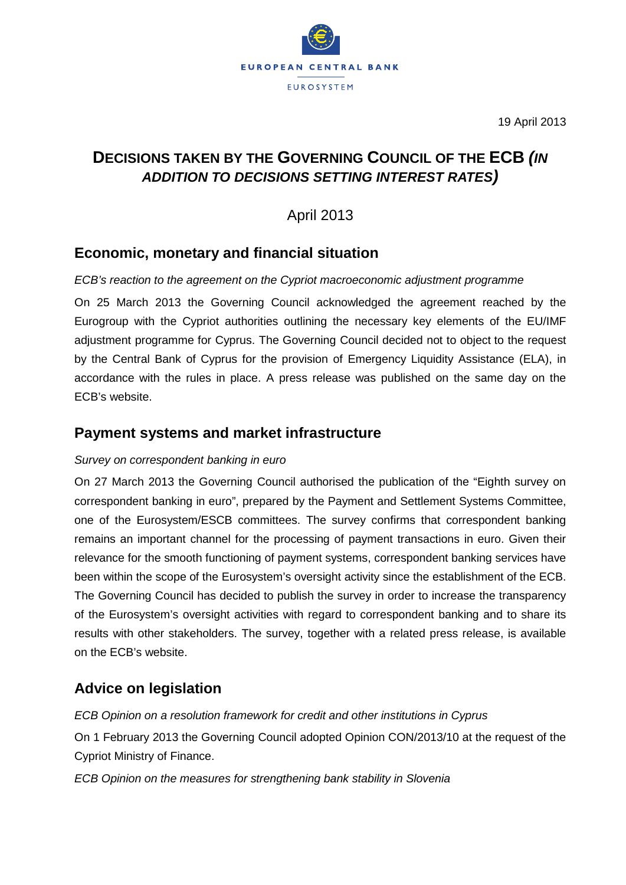EUROPEAN CENTRAL BANK

EUROSYSTEM

19 April 2013

# DECISIONS TAKEN BY THE GOVERNING COUNCIL OF THE ECB *(IN ADDITION TO DECISIONS SETTING INTEREST RATES)*

April 2013

## Economic, monetary and financial situation

*ECB's reaction to the agreement on the Cypriot macroeconomic adjustment programme*

On 25 March 2013 the Governing Council acknowledged the agreement reached by the Eurogroup with the Cypriot authorities outlining the necessary key elements of the EU/IMF adjustment programme for Cyprus. The Governing Council decided not to object to the request by the Central Bank of Cyprus for the provision of Emergency Liquidity Assistance (ELA), in accordance with the rules in place. A press release was published on the same day on the ECB's website.

## Payment systems and market infrastructure

*Survey on correspondent banking in euro*

On 27 March 2013 the Governing Council authorised the publication of the "Eighth survey on correspondent banking in euro", prepared by the Payment and Settlement Systems Committee, one of the Eurosystem/ESCB committees. The survey confirms that correspondent banking remains an important channel for the processing of payment transactions in euro. Given their relevance for the smooth functioning of payment systems, correspondent banking services have been within the scope of the Eurosystem's oversight activity since the establishment of the ECB. The Governing Council has decided to publish the survey in order to increase the transparency of the Eurosystem's oversight activities with regard to correspondent banking and to share its results with other stakeholders. The survey, together with a related press release, is available on the ECB's website.

## Advice on legislation

*ECB Opinion on a resolution framework for credit and other institutions in Cyprus*

On 1 February 2013 the Governing Council adopted Opinion CON/2013/10 at the request of the Cypriot Ministry of Finance.

*ECB Opinion on the measures for strengthening bank stability in Slovenia*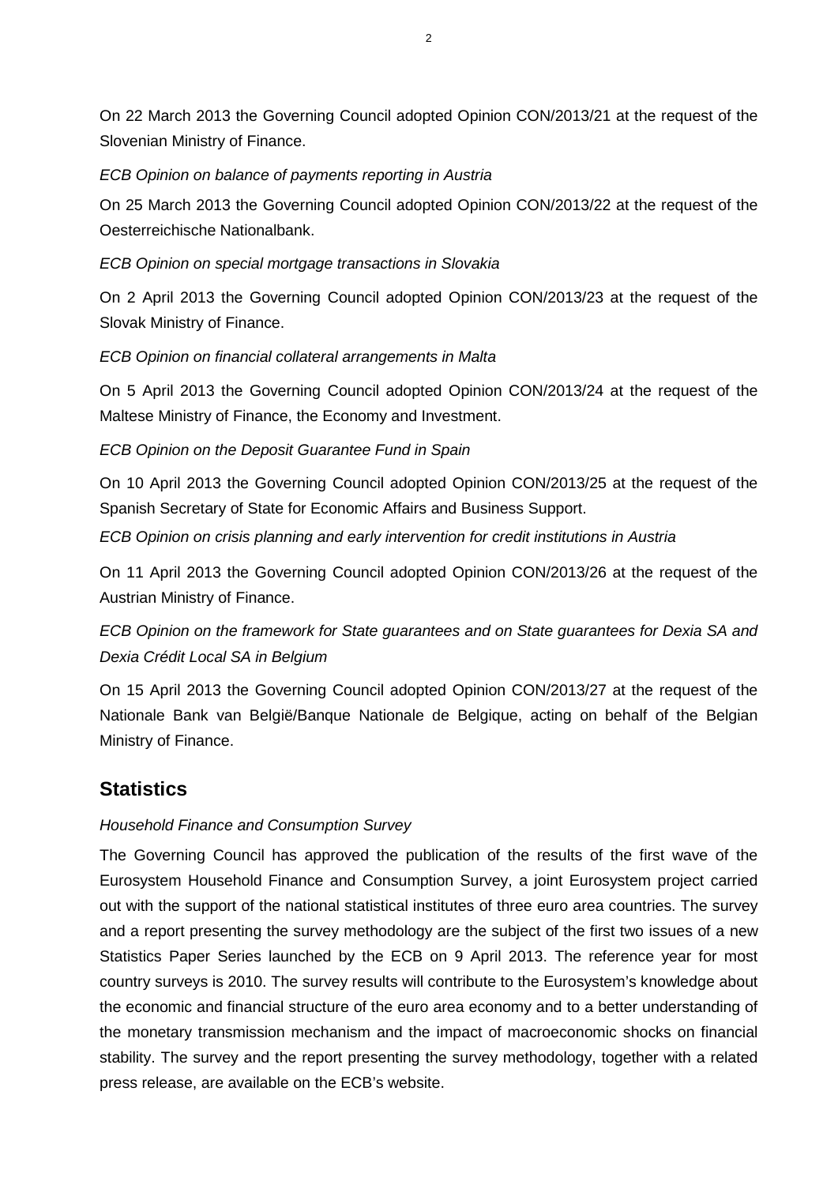On 22 March 2013 the Governing Council adopted Opinion CON/2013/21 at the request of the Slovenian Ministry of Finance.

*ECB Opinion on balance of payments reporting in Austria*

On 25 March 2013 the Governing Council adopted Opinion CON/2013/22 at the request of the Oesterreichische Nationalbank.

*ECB Opinion on special mortgage transactions in Slovakia*

On 2 April 2013 the Governing Council adopted Opinion CON/2013/23 at the request of the Slovak Ministry of Finance.

*ECB Opinion on financial collateral arrangements in Malta*

On 5 April 2013 the Governing Council adopted Opinion CON/2013/24 at the request of the Maltese Ministry of Finance, the Economy and Investment.

*ECB Opinion on the Deposit Guarantee Fund in Spain*

On 10 April 2013 the Governing Council adopted Opinion CON/2013/25 at the request of the Spanish Secretary of State for Economic Affairs and Business Support.

*ECB Opinion on crisis planning and early intervention for credit institutions in Austria*

On 11 April 2013 the Governing Council adopted Opinion CON/2013/26 at the request of the Austrian Ministry of Finance.

*ECB Opinion on the framework for State guarantees and on State guarantees for Dexia SA and Dexia Crédit Local SA in Belgium*

On 15 April 2013 the Governing Council adopted Opinion CON/2013/27 at the request of the Nationale Bank van België/Banque Nationale de Belgique, acting on behalf of the Belgian Ministry of Finance.

## Statistics

*Household Finance and Consumption Survey*

The Governing Council has approved the publication of the results of the first wave of the Eurosystem Household Finance and Consumption Survey, a joint Eurosystem project carried out with the support of the national statistical institutes of three euro area countries. The survey and a report presenting the survey methodology are the subject of the first two issues of a new Statistics Paper Series launched by the ECB on 9 April 2013. The reference year for most country surveys is 2010. The survey results will contribute to the Eurosystem's knowledge about the economic and financial structure of the euro area economy and to a better understanding of the monetary transmission mechanism and the impact of macroeconomic shocks on financial stability. The survey and the report presenting the survey methodology, together with a related press release, are available on the ECB's website.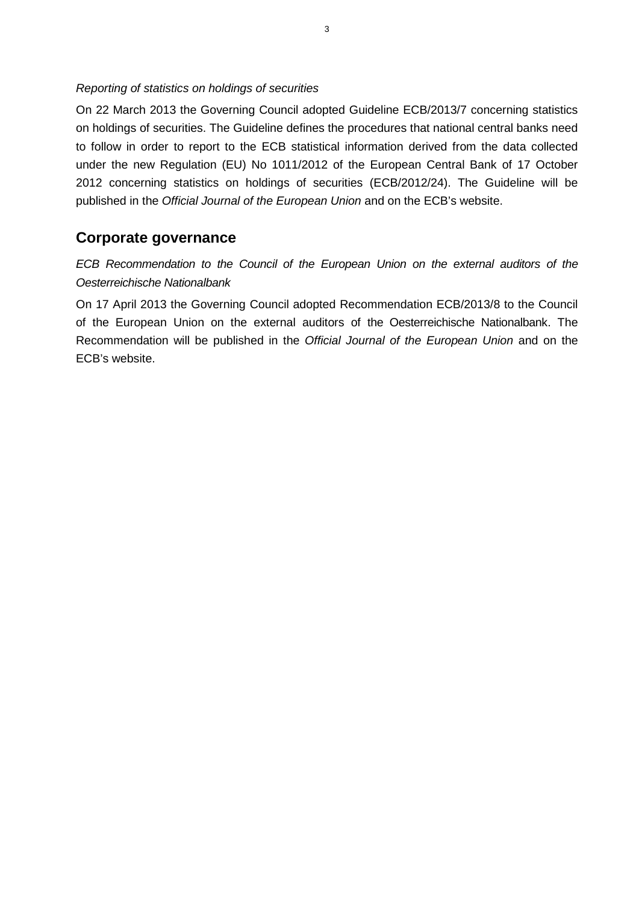*Reporting of statistics on holdings of securities*

On 22 March 2013 the Governing Council adopted Guideline ECB/2013/7 concerning statistics on holdings of securities. The Guideline defines the procedures that national central banks need to follow in order to report to the ECB statistical information derived from the data collected under the new Regulation (EU) No 1011/2012 of the European Central Bank of 17 October 2012 concerning statistics on holdings of securities (ECB/2012/24). The Guideline will be published in the *Official Journal of the European Union* and on the ECB's website.

## Corporate governance

*ECB Recommendation to the Council of the European Union on the external auditors of the Oesterreichische Nationalbank*

On 17 April 2013 the Governing Council adopted Recommendation ECB/2013/8 to the Council of the European Union on the external auditors of the Oesterreichische Nationalbank. The Recommendation will be published in the *Official Journal of the European Union* and on the ECB's website.